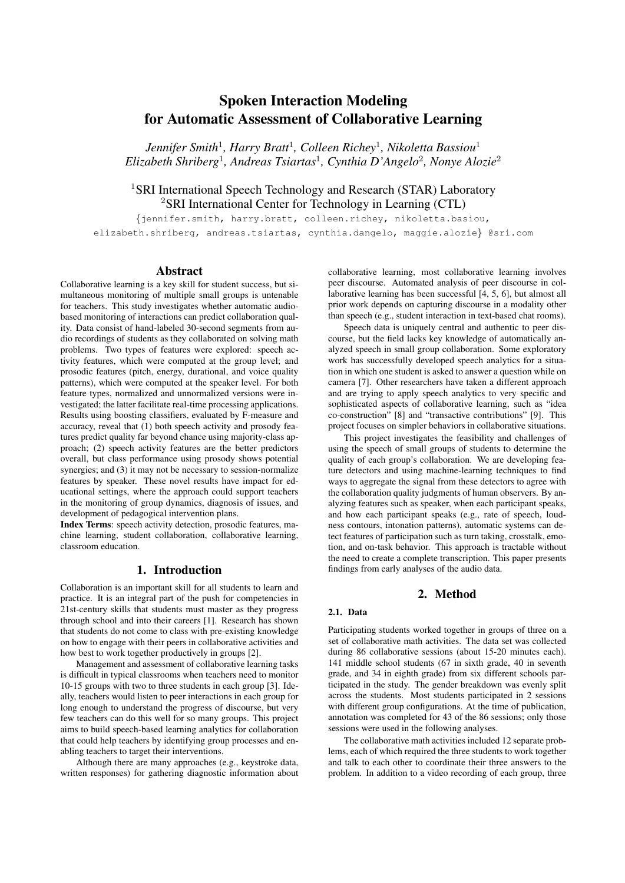# Spoken Interaction Modeling for Automatic Assessment of Collaborative Learning

*Jennifer Smith*[1], *Harry Bratt*[1], *Colleen Richey*[1], *Nikoletta Bassiou*[1]
*Elizabeth Shriberg*[1], *Andreas Tsiartas*[1], *Cynthia D'Angelo*[2], *Nonye Alozie*[2]

[1]SRI International Speech Technology and Research (STAR) Laboratory
[2]SRI International Center for Technology in Learning (CTL)

{jennifer.smith, harry.bratt, colleen.richey, nikoletta.basiou, elizabeth.shriberg, andreas.tsiartas, cynthia.dangelo, maggie.alozie} @sri.com

## Abstract

Collaborative learning is a key skill for student success, but simultaneous monitoring of multiple small groups is untenable for teachers. This study investigates whether automatic audio-based monitoring of interactions can predict collaboration quality. Data consist of hand-labeled 30-second segments from audio recordings of students as they collaborated on solving math problems. Two types of features were explored: speech activity features, which were computed at the group level; and prosodic features (pitch, energy, durational, and voice quality patterns), which were computed at the speaker level. For both feature types, normalized and unnormalized versions were investigated; the latter facilitate real-time processing applications. Results using boosting classifiers, evaluated by F-measure and accuracy, reveal that (1) both speech activity and prosody features predict quality far beyond chance using majority-class approach; (2) speech activity features are the better predictors overall, but class performance using prosody shows potential synergies; and (3) it may not be necessary to session-normalize features by speaker. These novel results have impact for educational settings, where the approach could support teachers in the monitoring of group dynamics, diagnosis of issues, and development of pedagogical intervention plans.

**Index Terms**: speech activity detection, prosodic features, machine learning, student collaboration, collaborative learning, classroom education.

## 1. Introduction

Collaboration is an important skill for all students to learn and practice. It is an integral part of the push for competencies in 21st-century skills that students must master as they progress through school and into their careers [1]. Research has shown that students do not come to class with pre-existing knowledge on how to engage with their peers in collaborative activities and how best to work together productively in groups [2].

Management and assessment of collaborative learning tasks is difficult in typical classrooms when teachers need to monitor 10-15 groups with two to three students in each group [3]. Ideally, teachers would listen to peer interactions in each group for long enough to understand the progress of discourse, but very few teachers can do this well for so many groups. This project aims to build speech-based learning analytics for collaboration that could help teachers by identifying group processes and enabling teachers to target their interventions.

Although there are many approaches (e.g., keystroke data, written responses) for gathering diagnostic information about collaborative learning, most collaborative learning involves peer discourse. Automated analysis of peer discourse in collaborative learning has been successful [4, 5, 6], but almost all prior work depends on capturing discourse in a modality other than speech (e.g., student interaction in text-based chat rooms).

Speech data is uniquely central and authentic to peer discourse, but the field lacks key knowledge of automatically analyzed speech in small group collaboration. Some exploratory work has successfully developed speech analytics for a situation in which one student is asked to answer a question while on camera [7]. Other researchers have taken a different approach and are trying to apply speech analytics to very specific and sophisticated aspects of collaborative learning, such as "idea co-construction" [8] and "transactive contributions" [9]. This project focuses on simpler behaviors in collaborative situations.

This project investigates the feasibility and challenges of using the speech of small groups of students to determine the quality of each group's collaboration. We are developing feature detectors and using machine-learning techniques to find ways to aggregate the signal from these detectors to agree with the collaboration quality judgments of human observers. By analyzing features such as speaker, when each participant speaks, and how each participant speaks (e.g., rate of speech, loudness contours, intonation patterns), automatic systems can detect features of participation such as turn taking, crosstalk, emotion, and on-task behavior. This approach is tractable without the need to create a complete transcription. This paper presents findings from early analyses of the audio data.

## 2. Method

### 2.1. Data

Participating students worked together in groups of three on a set of collaborative math activities. The data set was collected during 86 collaborative sessions (about 15-20 minutes each). 141 middle school students (67 in sixth grade, 40 in seventh grade, and 34 in eighth grade) from six different schools participated in the study. The gender breakdown was evenly split across the students. Most students participated in 2 sessions with different group configurations. At the time of publication, annotation was completed for 43 of the 86 sessions; only those sessions were used in the following analyses.

The collaborative math activities included 12 separate problems, each of which required the three students to work together and talk to each other to coordinate their three answers to the problem. In addition to a video recording of each group, three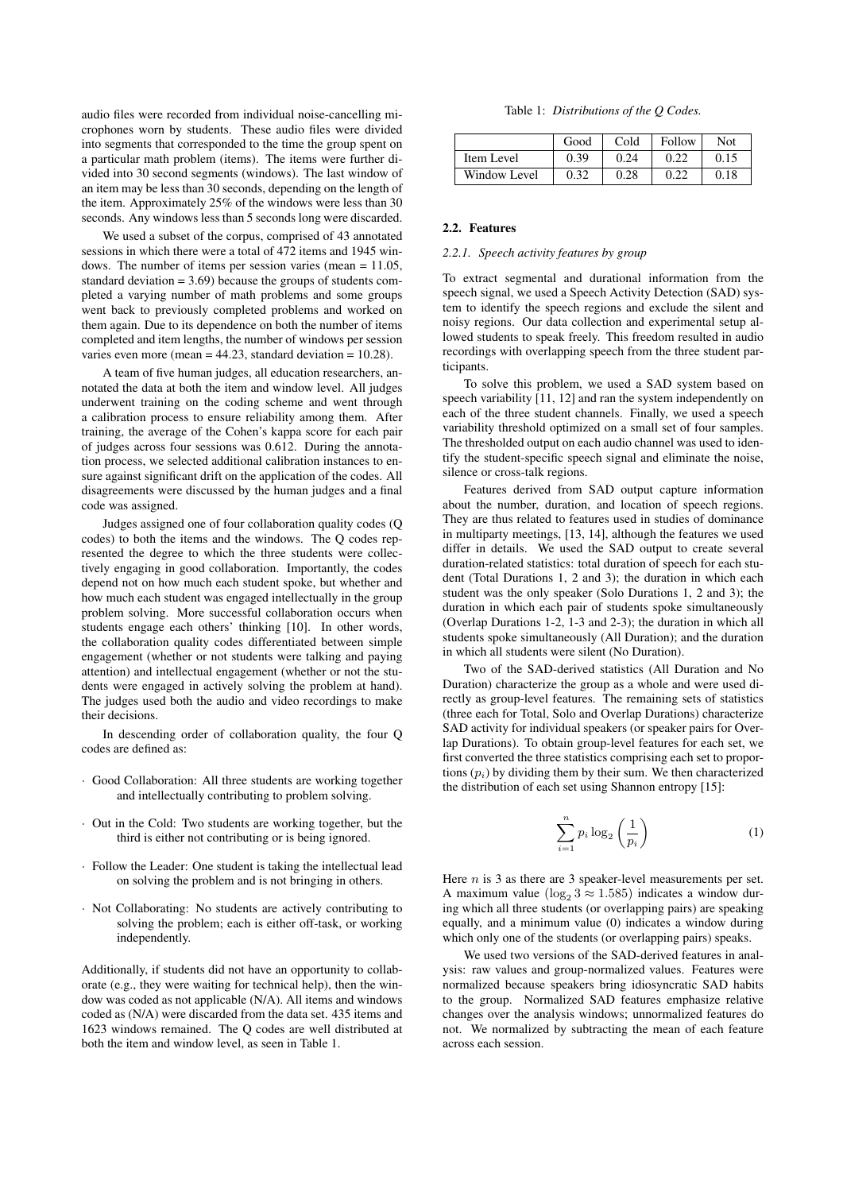audio files were recorded from individual noise-cancelling microphones worn by students. These audio files were divided into segments that corresponded to the time the group spent on a particular math problem (items). The items were further divided into 30 second segments (windows). The last window of an item may be less than 30 seconds, depending on the length of the item. Approximately 25% of the windows were less than 30 seconds. Any windows less than 5 seconds long were discarded.

We used a subset of the corpus, comprised of 43 annotated sessions in which there were a total of 472 items and 1945 windows. The number of items per session varies (mean = 11.05, standard deviation = 3.69) because the groups of students completed a varying number of math problems and some groups went back to previously completed problems and worked on them again. Due to its dependence on both the number of items completed and item lengths, the number of windows per session varies even more (mean = 44.23, standard deviation = 10.28).

A team of five human judges, all education researchers, annotated the data at both the item and window level. All judges underwent training on the coding scheme and went through a calibration process to ensure reliability among them. After training, the average of the Cohen's kappa score for each pair of judges across four sessions was 0.612. During the annotation process, we selected additional calibration instances to ensure against significant drift on the application of the codes. All disagreements were discussed by the human judges and a final code was assigned.

Judges assigned one of four collaboration quality codes (Q codes) to both the items and the windows. The Q codes represented the degree to which the three students were collectively engaging in good collaboration. Importantly, the codes depend not on how much each student spoke, but whether and how much each student was engaged intellectually in the group problem solving. More successful collaboration occurs when students engage each others' thinking [10]. In other words, the collaboration quality codes differentiated between simple engagement (whether or not students were talking and paying attention) and intellectual engagement (whether or not the students were engaged in actively solving the problem at hand). The judges used both the audio and video recordings to make their decisions.

In descending order of collaboration quality, the four Q codes are defined as:

- Good Collaboration: All three students are working together and intellectually contributing to problem solving.
- Out in the Cold: Two students are working together, but the third is either not contributing or is being ignored.
- Follow the Leader: One student is taking the intellectual lead on solving the problem and is not bringing in others.
- Not Collaborating: No students are actively contributing to solving the problem; each is either off-task, or working independently.

Additionally, if students did not have an opportunity to collaborate (e.g., they were waiting for technical help), then the window was coded as not applicable (N/A). All items and windows coded as (N/A) were discarded from the data set. 435 items and 1623 windows remained. The Q codes are well distributed at both the item and window level, as seen in Table 1.

Table 1: *Distributions of the Q Codes.*

| | Good | Cold | Follow | Not |
|---|---|---|---|---|
| Item Level | 0.39 | 0.24 | 0.22 | 0.15 |
| Window Level | 0.32 | 0.28 | 0.22 | 0.18 |

### 2.2. Features

#### 2.2.1. *Speech activity features by group*

To extract segmental and durational information from the speech signal, we used a Speech Activity Detection (SAD) system to identify the speech regions and exclude the silent and noisy regions. Our data collection and experimental setup allowed students to speak freely. This freedom resulted in audio recordings with overlapping speech from the three student participants.

To solve this problem, we used a SAD system based on speech variability [11, 12] and ran the system independently on each of the three student channels. Finally, we used a speech variability threshold optimized on a small set of four samples. The thresholded output on each audio channel was used to identify the student-specific speech signal and eliminate the noise, silence or cross-talk regions.

Features derived from SAD output capture information about the number, duration, and location of speech regions. They are thus related to features used in studies of dominance in multiparty meetings, [13, 14], although the features we used differ in details. We used the SAD output to create several duration-related statistics: total duration of speech for each student (Total Durations 1, 2 and 3); the duration in which each student was the only speaker (Solo Durations 1, 2 and 3); the duration in which each pair of students spoke simultaneously (Overlap Durations 1-2, 1-3 and 2-3); the duration in which all students spoke simultaneously (All Duration); and the duration in which all students were silent (No Duration).

Two of the SAD-derived statistics (All Duration and No Duration) characterize the group as a whole and were used directly as group-level features. The remaining sets of statistics (three each for Total, Solo and Overlap Durations) characterize SAD activity for individual speakers (or speaker pairs for Overlap Durations). To obtain group-level features for each set, we first converted the three statistics comprising each set to proportions ($p_i$) by dividing them by their sum. We then characterized the distribution of each set using Shannon entropy [15]:

$$\sum_{i=1}^{n} p_i \log_2 \left( \frac{1}{p_i} \right) \tag{1}$$

Here $n$ is 3 as there are 3 speaker-level measurements per set. A maximum value ($\log_2 3 \approx 1.585$) indicates a window during which all three students (or overlapping pairs) are speaking equally, and a minimum value (0) indicates a window during which only one of the students (or overlapping pairs) speaks.

We used two versions of the SAD-derived features in analysis: raw values and group-normalized values. Features were normalized because speakers bring idiosyncratic SAD habits to the group. Normalized SAD features emphasize relative changes over the analysis windows; unnormalized features do not. We normalized by subtracting the mean of each feature across each session.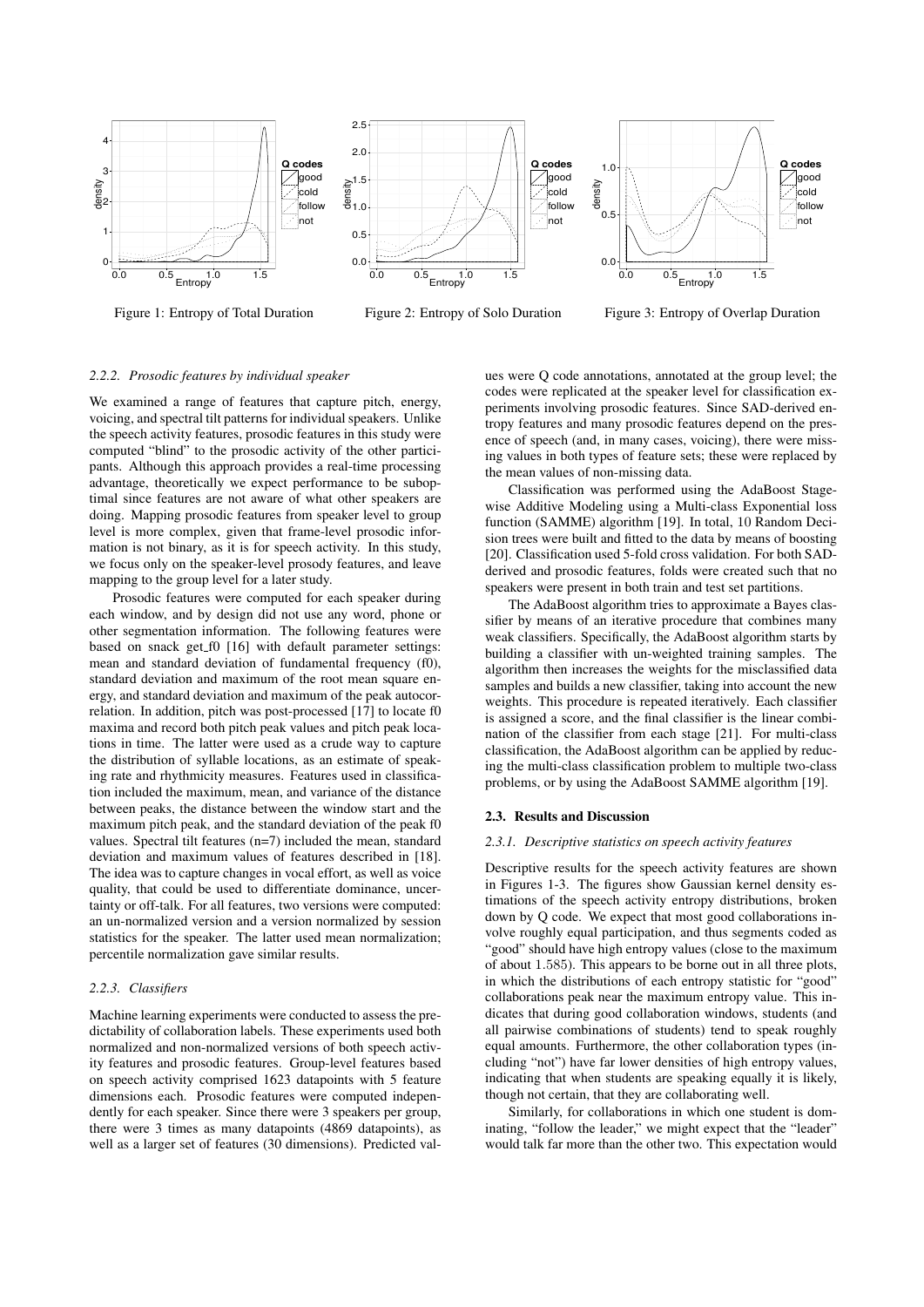Figure 1: Entropy of Total Duration

Figure 2: Entropy of Solo Duration

Figure 3: Entropy of Overlap Duration

#### 2.2.2. Prosodic features by individual speaker

We examined a range of features that capture pitch, energy, voicing, and spectral tilt patterns for individual speakers. Unlike the speech activity features, prosodic features in this study were computed "blind" to the prosodic activity of the other participants. Although this approach provides a real-time processing advantage, theoretically we expect performance to be suboptimal since features are not aware of what other speakers are doing. Mapping prosodic features from speaker level to group level is more complex, given that frame-level prosodic information is not binary, as it is for speech activity. In this study, we focus only on the speaker-level prosody features, and leave mapping to the group level for a later study.

Prosodic features were computed for each speaker during each window, and by design did not use any word, phone or other segmentation information. The following features were based on snack get_f0 [16] with default parameter settings: mean and standard deviation of fundamental frequency (f0), standard deviation and maximum of the root mean square energy, and standard deviation and maximum of the peak autocorrelation. In addition, pitch was post-processed [17] to locate f0 maxima and record both pitch peak values and pitch peak locations in time. The latter were used as a crude way to capture the distribution of syllable locations, as an estimate of speaking rate and rhythmicity measures. Features used in classification included the maximum, mean, and variance of the distance between peaks, the distance between the window start and the maximum pitch peak, and the standard deviation of the peak f0 values. Spectral tilt features (n=7) included the mean, standard deviation and maximum values of features described in [18]. The idea was to capture changes in vocal effort, as well as voice quality, that could be used to differentiate dominance, uncertainty or off-talk. For all features, two versions were computed: an un-normalized version and a version normalized by session statistics for the speaker. The latter used mean normalization; percentile normalization gave similar results.

#### 2.2.3. Classifiers

Machine learning experiments were conducted to assess the predictability of collaboration labels. These experiments used both normalized and non-normalized versions of both speech activity features and prosodic features. Group-level features based on speech activity comprised 1623 datapoints with 5 feature dimensions each. Prosodic features were computed independently for each speaker. Since there were 3 speakers per group, there were 3 times as many datapoints (4869 datapoints), as well as a larger set of features (30 dimensions). Predicted values were Q code annotations, annotated at the group level; the codes were replicated at the speaker level for classification experiments involving prosodic features. Since SAD-derived entropy features and many prosodic features depend on the presence of speech (and, in many cases, voicing), there were missing values in both types of feature sets; these were replaced by the mean values of non-missing data.

Classification was performed using the AdaBoost Stagewise Additive Modeling using a Multi-class Exponential loss function (SAMME) algorithm [19]. In total, 10 Random Decision trees were built and fitted to the data by means of boosting [20]. Classification used 5-fold cross validation. For both SAD-derived and prosodic features, folds were created such that no speakers were present in both train and test set partitions.

The AdaBoost algorithm tries to approximate a Bayes classifier by means of an iterative procedure that combines many weak classifiers. Specifically, the AdaBoost algorithm starts by building a classifier with un-weighted training samples. The algorithm then increases the weights for the misclassified data samples and builds a new classifier, taking into account the new weights. This procedure is repeated iteratively. Each classifier is assigned a score, and the final classifier is the linear combination of the classifier from each stage [21]. For multi-class classification, the AdaBoost algorithm can be applied by reducing the multi-class classification problem to multiple two-class problems, or by using the AdaBoost SAMME algorithm [19].

### 2.3. Results and Discussion

#### 2.3.1. Descriptive statistics on speech activity features

Descriptive results for the speech activity features are shown in Figures 1-3. The figures show Gaussian kernel density estimations of the speech activity entropy distributions, broken down by Q code. We expect that most good collaborations involve roughly equal participation, and thus segments coded as "good" should have high entropy values (close to the maximum of about 1.585). This appears to be borne out in all three plots, in which the distributions of each entropy statistic for "good" collaborations peak near the maximum entropy value. This indicates that during good collaboration windows, students (and all pairwise combinations of students) tend to speak roughly equal amounts. Furthermore, the other collaboration types (including "not") have far lower densities of high entropy values, indicating that when students are speaking equally it is likely, though not certain, that they are collaborating well.

Similarly, for collaborations in which one student is dominating, "follow the leader," we might expect that the "leader" would talk far more than the other two. This expectation would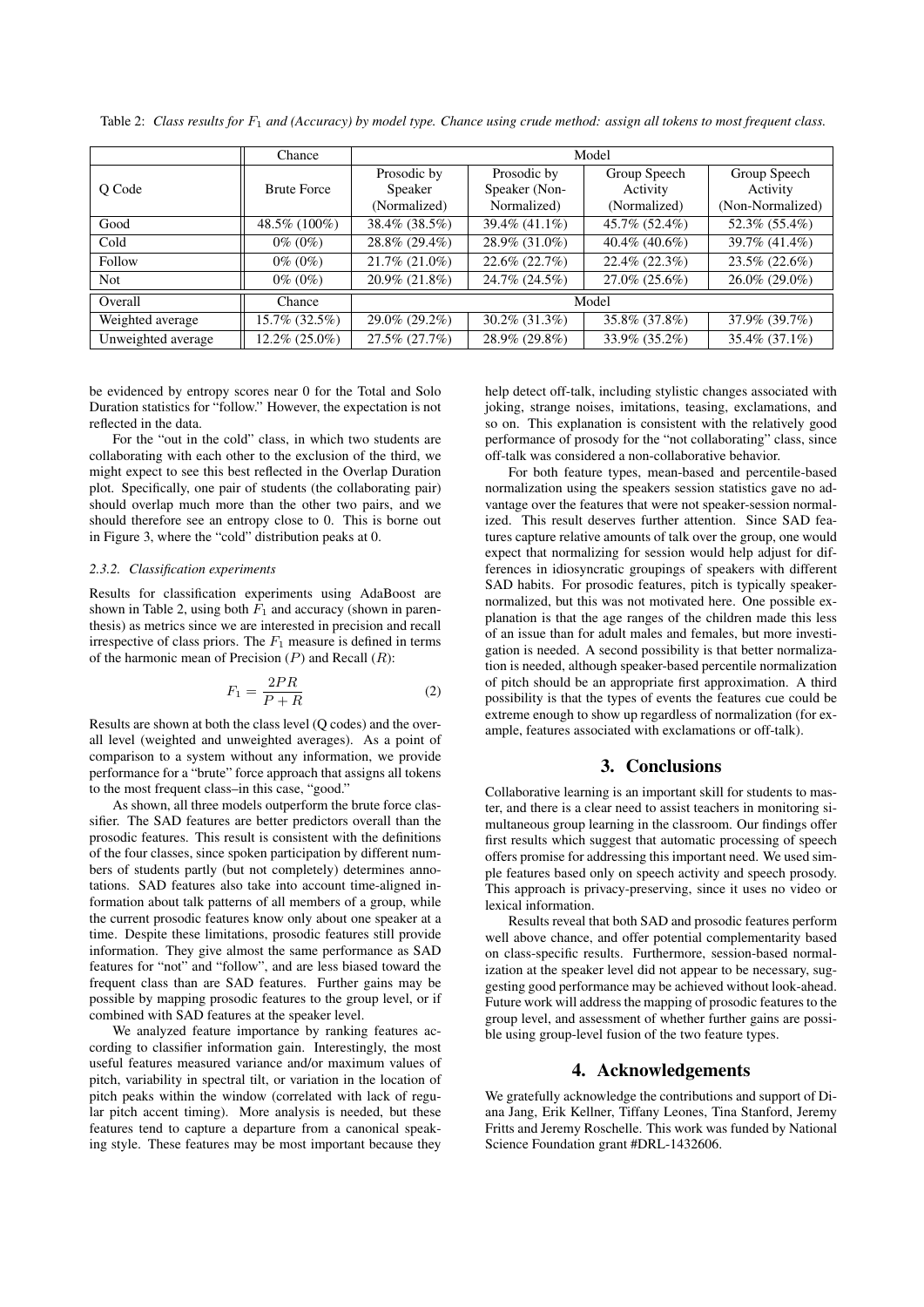Table 2: *Class results for $F_1$ and (Accuracy) by model type. Chance using crude method: assign all tokens to most frequent class.*

| Q Code | Chance | Model | | | |
|---|---|---|---|---|---|
| | Brute Force | Prosodic by Speaker (Normalized) | Prosodic by Speaker (Non-Normalized) | Group Speech Activity (Normalized) | Group Speech Activity (Non-Normalized) |
| Good | 48.5% (100%) | 38.4% (38.5%) | 39.4% (41.1%) | 45.7% (52.4%) | 52.3% (55.4%) |
| Cold | 0% (0%) | 28.8% (29.4%) | 28.9% (31.0%) | 40.4% (40.6%) | 39.7% (41.4%) |
| Follow | 0% (0%) | 21.7% (21.0%) | 22.6% (22.7%) | 22.4% (22.3%) | 23.5% (22.6%) |
| Not | 0% (0%) | 20.9% (21.8%) | 24.7% (24.5%) | 27.0% (25.6%) | 26.0% (29.0%) |
| Overall | Chance | Model | | | |
| Weighted average | 15.7% (32.5%) | 29.0% (29.2%) | 30.2% (31.3%) | 35.8% (37.8%) | 37.9% (39.7%) |
| Unweighted average | 12.2% (25.0%) | 27.5% (27.7%) | 28.9% (29.8%) | 33.9% (35.2%) | 35.4% (37.1%) |

be evidenced by entropy scores near 0 for the Total and Solo Duration statistics for "follow." However, the expectation is not reflected in the data.

For the "out in the cold" class, in which two students are collaborating with each other to the exclusion of the third, we might expect to see this best reflected in the Overlap Duration plot. Specifically, one pair of students (the collaborating pair) should overlap much more than the other two pairs, and we should therefore see an entropy close to 0. This is borne out in Figure 3, where the "cold" distribution peaks at 0.

#### 2.3.2. Classification experiments

Results for classification experiments using AdaBoost are shown in Table 2, using both $F_1$ and accuracy (shown in parenthesis) as metrics since we are interested in precision and recall irrespective of class priors. The $F_1$ measure is defined in terms of the harmonic mean of Precision ($P$) and Recall ($R$):

$$F_1 = \frac{2PR}{P+R} \tag{2}$$

Results are shown at both the class level (Q codes) and the overall level (weighted and unweighted averages). As a point of comparison to a system without any information, we provide performance for a "brute" force approach that assigns all tokens to the most frequent class–in this case, "good."

As shown, all three models outperform the brute force classifier. The SAD features are better predictors overall than the prosodic features. This result is consistent with the definitions of the four classes, since spoken participation by different numbers of students partly (but not completely) determines annotations. SAD features also take into account time-aligned information about talk patterns of all members of a group, while the current prosodic features know only about one speaker at a time. Despite these limitations, prosodic features still provide information. They give almost the same performance as SAD features for "not" and "follow", and are less biased toward the frequent class than are SAD features. Further gains may be possible by mapping prosodic features to the group level, or if combined with SAD features at the speaker level.

We analyzed feature importance by ranking features according to classifier information gain. Interestingly, the most useful features measured variance and/or maximum values of pitch, variability in spectral tilt, or variation in the location of pitch peaks within the window (correlated with lack of regular pitch accent timing). More analysis is needed, but these features tend to capture a departure from a canonical speaking style. These features may be most important because they help detect off-talk, including stylistic changes associated with joking, strange noises, imitations, teasing, exclamations, and so on. This explanation is consistent with the relatively good performance of prosody for the "not collaborating" class, since off-talk was considered a non-collaborative behavior.

For both feature types, mean-based and percentile-based normalization using the speakers session statistics gave no advantage over the features that were not speaker-session normalized. This result deserves further attention. Since SAD features capture relative amounts of talk over the group, one would expect that normalizing for session would help adjust for differences in idiosyncratic groupings of speakers with different SAD habits. For prosodic features, pitch is typically speaker-normalized, but this was not motivated here. One possible explanation is that the age ranges of the children made this less of an issue than for adult males and females, but more investigation is needed. A second possibility is that better normalization is needed, although speaker-based percentile normalization of pitch should be an appropriate first approximation. A third possibility is that the types of events the features cue could be extreme enough to show up regardless of normalization (for example, features associated with exclamations or off-talk).

## 3. Conclusions

Collaborative learning is an important skill for students to master, and there is a clear need to assist teachers in monitoring simultaneous group learning in the classroom. Our findings offer first results which suggest that automatic processing of speech offers promise for addressing this important need. We used simple features based only on speech activity and speech prosody. This approach is privacy-preserving, since it uses no video or lexical information.

Results reveal that both SAD and prosodic features perform well above chance, and offer potential complementarity based on class-specific results. Furthermore, session-based normalization at the speaker level did not appear to be necessary, suggesting good performance may be achieved without look-ahead. Future work will address the mapping of prosodic features to the group level, and assessment of whether further gains are possible using group-level fusion of the two feature types.

## 4. Acknowledgements

We gratefully acknowledge the contributions and support of Diana Jang, Erik Kellner, Tiffany Leones, Tina Stanford, Jeremy Fritts and Jeremy Roschelle. This work was funded by National Science Foundation grant #DRL-1432606.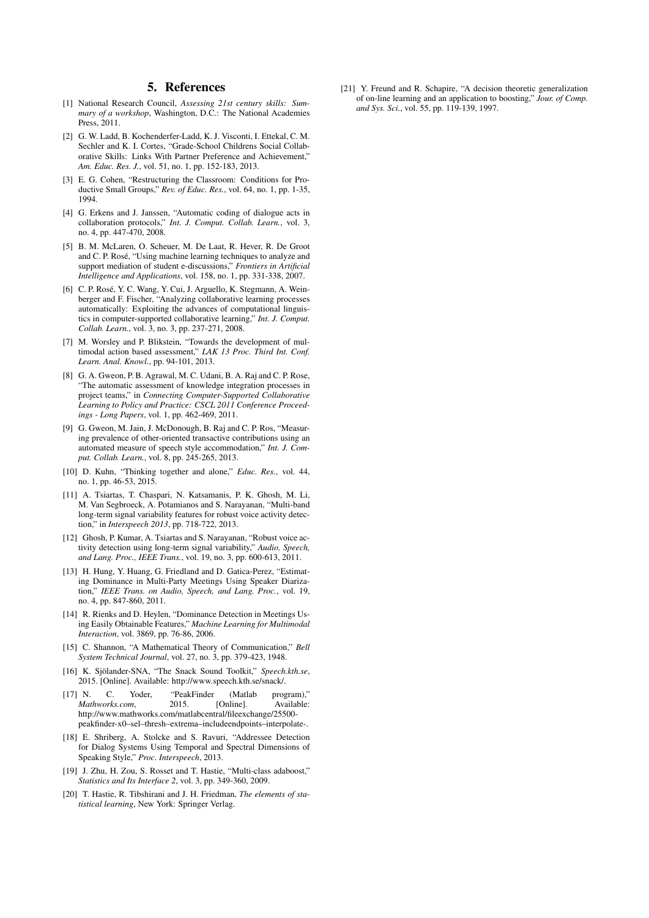## 5. References

[1] National Research Council, *Assessing 21st century skills: Summary of a workshop*, Washington, D.C.: The National Academies Press, 2011.

[2] G. W. Ladd, B. Kochenderfer-Ladd, K. J. Visconti, I. Ettekal, C. M. Sechler and K. I. Cortes, "Grade-School Childrens Social Collaborative Skills: Links With Partner Preference and Achievement," *Am. Educ. Res. J.*, vol. 51, no. 1, pp. 152-183, 2013.

[3] E. G. Cohen, "Restructuring the Classroom: Conditions for Productive Small Groups," *Rev. of Educ. Res.*, vol. 64, no. 1, pp. 1-35, 1994.

[4] G. Erkens and J. Janssen, "Automatic coding of dialogue acts in collaboration protocols," *Int. J. Comput. Collab. Learn.*, vol. 3, no. 4, pp. 447-470, 2008.

[5] B. M. McLaren, O. Scheuer, M. De Laat, R. Hever, R. De Groot and C. P. Rosé, "Using machine learning techniques to analyze and support mediation of student e-discussions," *Frontiers in Artificial Intelligence and Applications*, vol. 158, no. 1, pp. 331-338, 2007.

[6] C. P. Rosé, Y. C. Wang, Y. Cui, J. Arguello, K. Stegmann, A. Weinberger and F. Fischer, "Analyzing collaborative learning processes automatically: Exploiting the advances of computational linguistics in computer-supported collaborative learning," *Int. J. Comput. Collab. Learn.*, vol. 3, no. 3, pp. 237-271, 2008.

[7] M. Worsley and P. Blikstein, "Towards the development of multimodal action based assessment," *LAK 13 Proc. Third Int. Conf. Learn. Anal. Knowl.*, pp. 94-101, 2013.

[8] G. A. Gweon, P. B. Agrawal, M. C. Udani, B. A. Raj and C. P. Rose, "The automatic assessment of knowledge integration processes in project teams," in *Connecting Computer-Supported Collaborative Learning to Policy and Practice: CSCL 2011 Conference Proceedings - Long Papers*, vol. 1, pp. 462-469, 2011.

[9] G. Gweon, M. Jain, J. McDonough, B. Raj and C. P. Ros, "Measuring prevalence of other-oriented transactive contributions using an automated measure of speech style accommodation," *Int. J. Comput. Collab. Learn.*, vol. 8, pp. 245-265, 2013.

[10] D. Kuhn, "Thinking together and alone," *Educ. Res.*, vol. 44, no. 1, pp. 46-53, 2015.

[11] A. Tsiartas, T. Chaspari, N. Katsamanis, P. K. Ghosh, M. Li, M. Van Segbroeck, A. Potamianos and S. Narayanan, "Multi-band long-term signal variability features for robust voice activity detection," in *Interspeech 2013*, pp. 718-722, 2013.

[12] Ghosh, P. Kumar, A. Tsiartas and S. Narayanan, "Robust voice activity detection using long-term signal variability," *Audio, Speech, and Lang. Proc., IEEE Trans.*, vol. 19, no. 3, pp. 600-613, 2011.

[13] H. Hung, Y. Huang, G. Friedland and D. Gatica-Perez, "Estimating Dominance in Multi-Party Meetings Using Speaker Diarization," *IEEE Trans. on Audio, Speech, and Lang. Proc.*, vol. 19, no. 4, pp. 847-860, 2011.

[14] R. Rienks and D. Heylen, "Dominance Detection in Meetings Using Easily Obtainable Features," *Machine Learning for Multimodal Interaction*, vol. 3869, pp. 76-86, 2006.

[15] C. Shannon, "A Mathematical Theory of Communication," *Bell System Technical Journal*, vol. 27, no. 3, pp. 379-423, 1948.

[16] K. Sjölander-SNA, "The Snack Sound Toolkit," *Speech.kth.se*, 2015. [Online]. Available: http://www.speech.kth.se/snack/.

[17] N. C. Yoder, "PeakFinder (Matlab program)," *Mathworks.com*, 2015. [Online]. Available: http://www.mathworks.com/matlabcentral/fileexchange/25500-peakfinder-x0–sel–thresh–extrema–includeendpoints–interpolate-.

[18] E. Shriberg, A. Stolcke and S. Ravuri, "Addressee Detection for Dialog Systems Using Temporal and Spectral Dimensions of Speaking Style," *Proc. Interspeech*, 2013.

[19] J. Zhu, H. Zou, S. Rosset and T. Hastie, "Multi-class adaboost," *Statistics and Its Interface 2*, vol. 3, pp. 349-360, 2009.

[20] T. Hastie, R. Tibshirani and J. H. Friedman, *The elements of statistical learning*, New York: Springer Verlag.

[21] Y. Freund and R. Schapire, "A decision theoretic generalization of on-line learning and an application to boosting," *Jour. of Comp. and Sys. Sci.*, vol. 55, pp. 119-139, 1997.